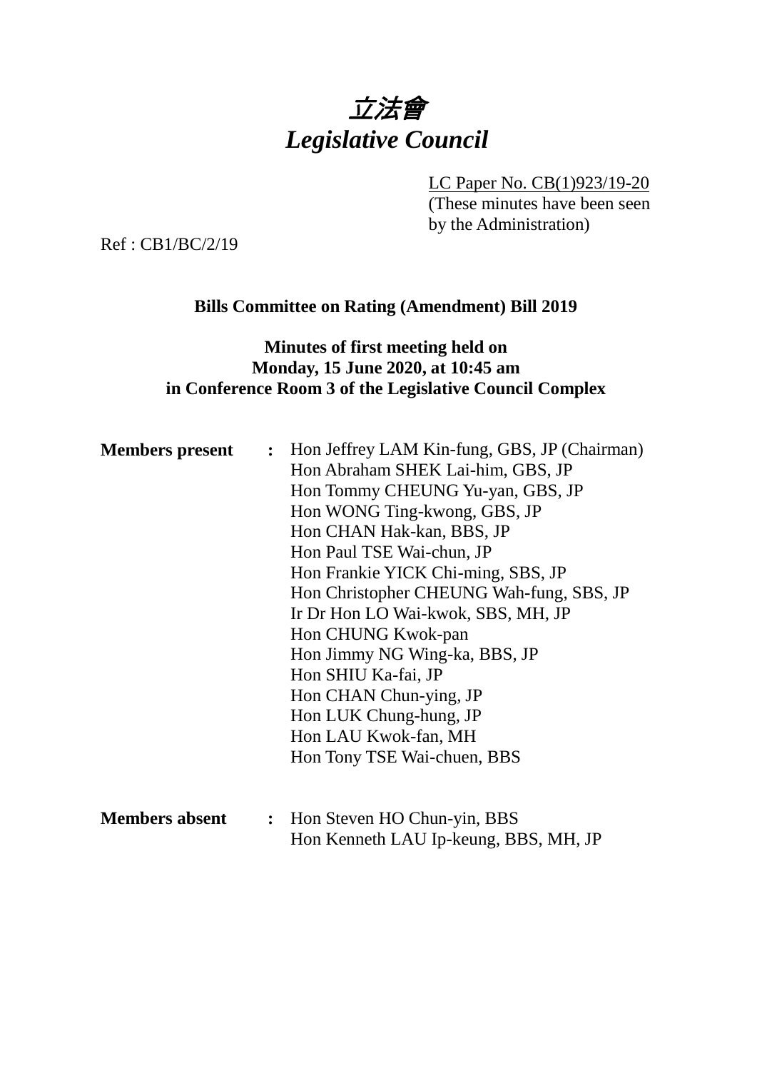# 立法會
# *Legislative Council*

LC Paper No. CB(1)923/19-20
(These minutes have been seen by the Administration)

Ref : CB1/BC/2/19

**Bills Committee on Rating (Amendment) Bill 2019**

**Minutes of first meeting held on Monday, 15 June 2020, at 10:45 am in Conference Room 3 of the Legislative Council Complex**

**Members present** : Hon Jeffrey LAM Kin-fung, GBS, JP (Chairman)
Hon Abraham SHEK Lai-him, GBS, JP
Hon Tommy CHEUNG Yu-yan, GBS, JP
Hon WONG Ting-kwong, GBS, JP
Hon CHAN Hak-kan, BBS, JP
Hon Paul TSE Wai-chun, JP
Hon Frankie YICK Chi-ming, SBS, JP
Hon Christopher CHEUNG Wah-fung, SBS, JP
Ir Dr Hon LO Wai-kwok, SBS, MH, JP
Hon CHUNG Kwok-pan
Hon Jimmy NG Wing-ka, BBS, JP
Hon SHIU Ka-fai, JP
Hon CHAN Chun-ying, JP
Hon LUK Chung-hung, JP
Hon LAU Kwok-fan, MH
Hon Tony TSE Wai-chuen, BBS

**Members absent** : Hon Steven HO Chun-yin, BBS
Hon Kenneth LAU Ip-keung, BBS, MH, JP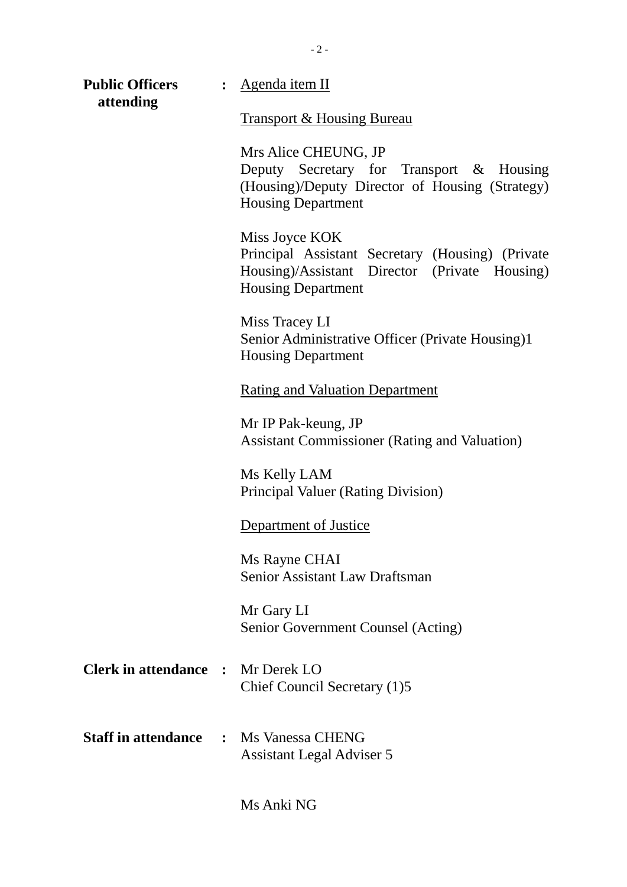**Public Officers attending** : Agenda item II

Transport & Housing Bureau

Mrs Alice CHEUNG, JP
Deputy Secretary for Transport & Housing (Housing)/Deputy Director of Housing (Strategy)
Housing Department

Miss Joyce KOK
Principal Assistant Secretary (Housing) (Private Housing)/Assistant Director (Private Housing)
Housing Department

Miss Tracey LI
Senior Administrative Officer (Private Housing)1
Housing Department

Rating and Valuation Department

Mr IP Pak-keung, JP
Assistant Commissioner (Rating and Valuation)

Ms Kelly LAM
Principal Valuer (Rating Division)

Department of Justice

Ms Rayne CHAI
Senior Assistant Law Draftsman

Mr Gary LI
Senior Government Counsel (Acting)

**Clerk in attendance** : Mr Derek LO
Chief Council Secretary (1)5

**Staff in attendance** : Ms Vanessa CHENG
Assistant Legal Adviser 5

Ms Anki NG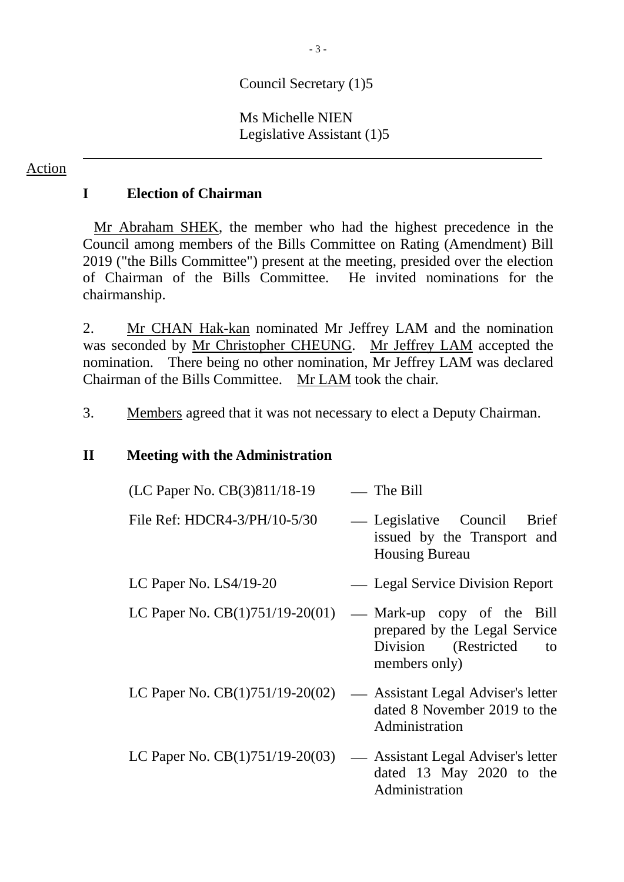Council Secretary (1)5

Ms Michelle NIEN
Legislative Assistant (1)5

---

Action

## I Election of Chairman

Mr Abraham SHEK, the member who had the highest precedence in the Council among members of the Bills Committee on Rating (Amendment) Bill 2019 ("the Bills Committee") present at the meeting, presided over the election of Chairman of the Bills Committee. He invited nominations for the chairmanship.

2. Mr CHAN Hak-kan nominated Mr Jeffrey LAM and the nomination was seconded by Mr Christopher CHEUNG. Mr Jeffrey LAM accepted the nomination. There being no other nomination, Mr Jeffrey LAM was declared Chairman of the Bills Committee. Mr LAM took the chair.

3. Members agreed that it was not necessary to elect a Deputy Chairman.

## II Meeting with the Administration

| | |
|---|---|
| (LC Paper No. CB(3)811/18-19 | — The Bill |
| File Ref: HDCR4-3/PH/10-5/30 | — Legislative Council Brief issued by the Transport and Housing Bureau |
| LC Paper No. LS4/19-20 | — Legal Service Division Report |
| LC Paper No. CB(1)751/19-20(01) | — Mark-up copy of the Bill prepared by the Legal Service Division (Restricted to members only) |
| LC Paper No. CB(1)751/19-20(02) | — Assistant Legal Adviser's letter dated 8 November 2019 to the Administration |
| LC Paper No. CB(1)751/19-20(03) | — Assistant Legal Adviser's letter dated 13 May 2020 to the Administration |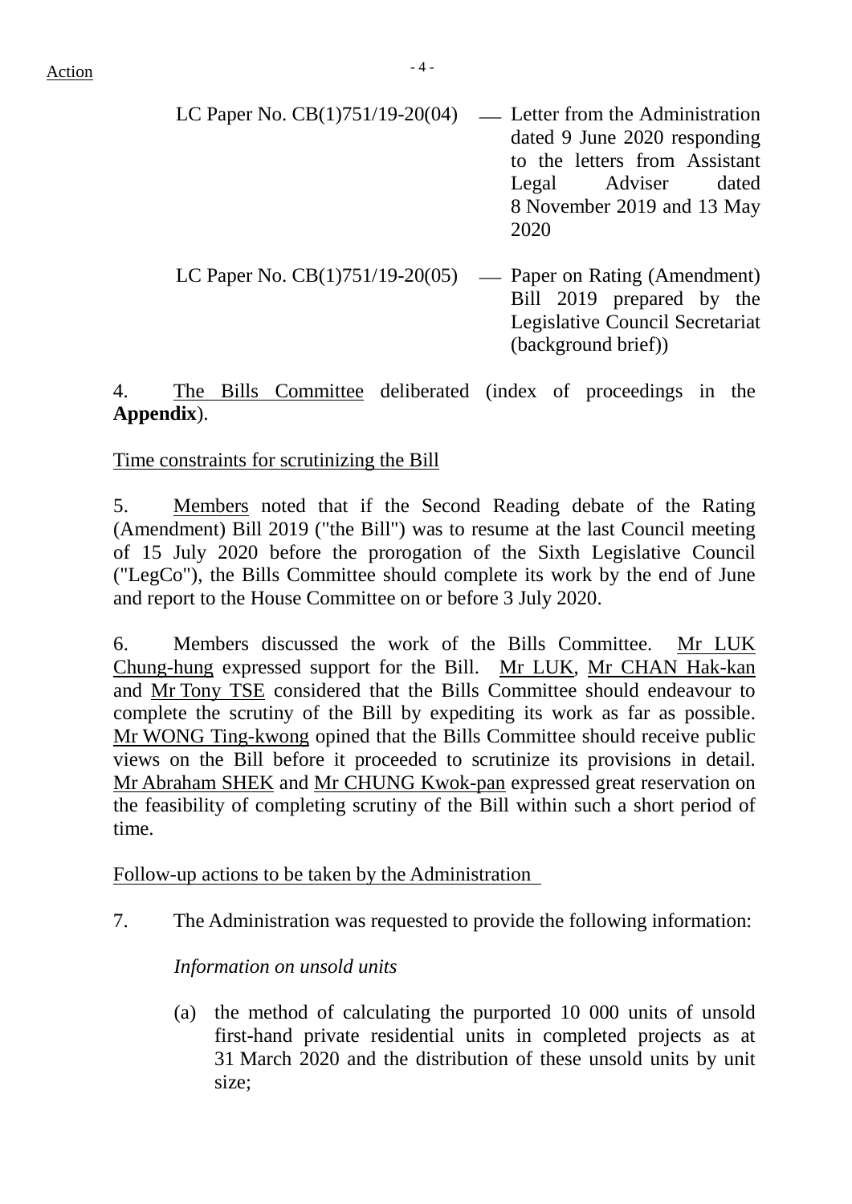LC Paper No. CB(1)751/19-20(04) — Letter from the Administration dated 9 June 2020 responding to the letters from Assistant Legal Adviser dated 8 November 2019 and 13 May 2020

LC Paper No. CB(1)751/19-20(05) — Paper on Rating (Amendment) Bill 2019 prepared by the Legislative Council Secretariat (background brief))

4. The Bills Committee deliberated (index of proceedings in the **Appendix**).

Time constraints for scrutinizing the Bill

5. Members noted that if the Second Reading debate of the Rating (Amendment) Bill 2019 ("the Bill") was to resume at the last Council meeting of 15 July 2020 before the prorogation of the Sixth Legislative Council ("LegCo"), the Bills Committee should complete its work by the end of June and report to the House Committee on or before 3 July 2020.

6. Members discussed the work of the Bills Committee. Mr LUK Chung-hung expressed support for the Bill. Mr LUK, Mr CHAN Hak-kan and Mr Tony TSE considered that the Bills Committee should endeavour to complete the scrutiny of the Bill by expediting its work as far as possible. Mr WONG Ting-kwong opined that the Bills Committee should receive public views on the Bill before it proceeded to scrutinize its provisions in detail. Mr Abraham SHEK and Mr CHUNG Kwok-pan expressed great reservation on the feasibility of completing scrutiny of the Bill within such a short period of time.

Follow-up actions to be taken by the Administration

7. The Administration was requested to provide the following information:

*Information on unsold units*

(a) the method of calculating the purported 10 000 units of unsold first-hand private residential units in completed projects as at 31 March 2020 and the distribution of these unsold units by unit size;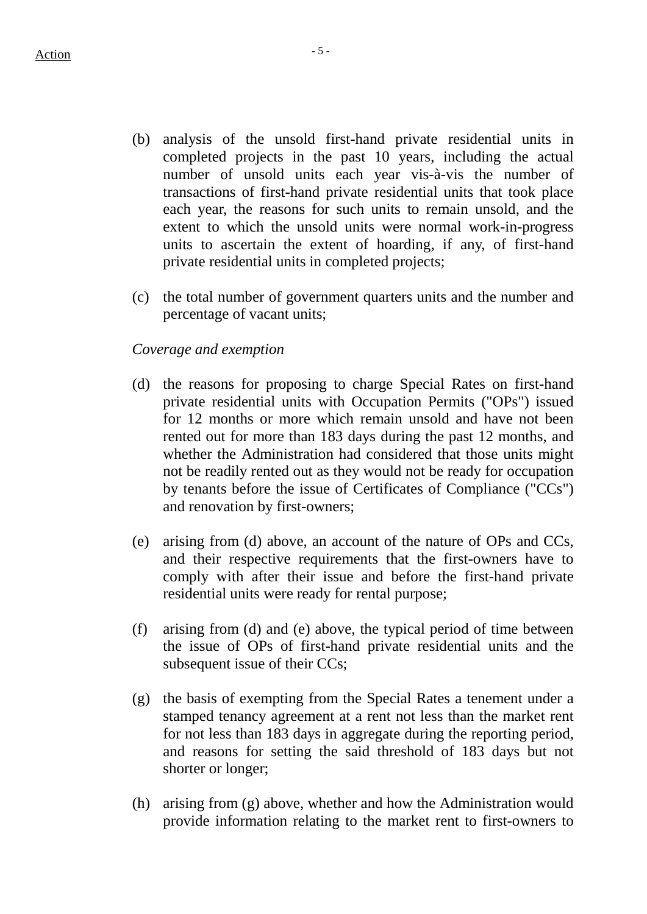(b) analysis of the unsold first-hand private residential units in completed projects in the past 10 years, including the actual number of unsold units each year vis-à-vis the number of transactions of first-hand private residential units that took place each year, the reasons for such units to remain unsold, and the extent to which the unsold units were normal work-in-progress units to ascertain the extent of hoarding, if any, of first-hand private residential units in completed projects;

(c) the total number of government quarters units and the number and percentage of vacant units;

*Coverage and exemption*

(d) the reasons for proposing to charge Special Rates on first-hand private residential units with Occupation Permits ("OPs") issued for 12 months or more which remain unsold and have not been rented out for more than 183 days during the past 12 months, and whether the Administration had considered that those units might not be readily rented out as they would not be ready for occupation by tenants before the issue of Certificates of Compliance ("CCs") and renovation by first-owners;

(e) arising from (d) above, an account of the nature of OPs and CCs, and their respective requirements that the first-owners have to comply with after their issue and before the first-hand private residential units were ready for rental purpose;

(f) arising from (d) and (e) above, the typical period of time between the issue of OPs of first-hand private residential units and the subsequent issue of their CCs;

(g) the basis of exempting from the Special Rates a tenement under a stamped tenancy agreement at a rent not less than the market rent for not less than 183 days in aggregate during the reporting period, and reasons for setting the said threshold of 183 days but not shorter or longer;

(h) arising from (g) above, whether and how the Administration would provide information relating to the market rent to first-owners to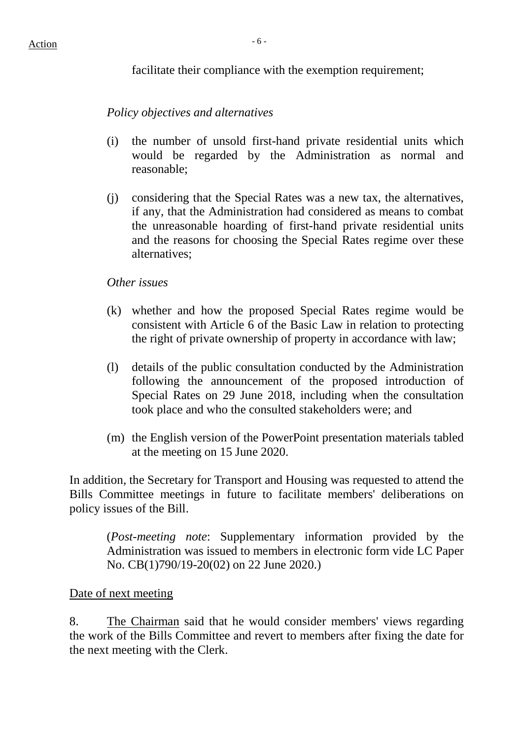facilitate their compliance with the exemption requirement;

*Policy objectives and alternatives*

(i) the number of unsold first-hand private residential units which would be regarded by the Administration as normal and reasonable;

(j) considering that the Special Rates was a new tax, the alternatives, if any, that the Administration had considered as means to combat the unreasonable hoarding of first-hand private residential units and the reasons for choosing the Special Rates regime over these alternatives;

*Other issues*

(k) whether and how the proposed Special Rates regime would be consistent with Article 6 of the Basic Law in relation to protecting the right of private ownership of property in accordance with law;

(l) details of the public consultation conducted by the Administration following the announcement of the proposed introduction of Special Rates on 29 June 2018, including when the consultation took place and who the consulted stakeholders were; and

(m) the English version of the PowerPoint presentation materials tabled at the meeting on 15 June 2020.

In addition, the Secretary for Transport and Housing was requested to attend the Bills Committee meetings in future to facilitate members' deliberations on policy issues of the Bill.

> (*Post-meeting note*: Supplementary information provided by the Administration was issued to members in electronic form vide LC Paper No. CB(1)790/19-20(02) on 22 June 2020.)

Date of next meeting

8. The Chairman said that he would consider members' views regarding the work of the Bills Committee and revert to members after fixing the date for the next meeting with the Clerk.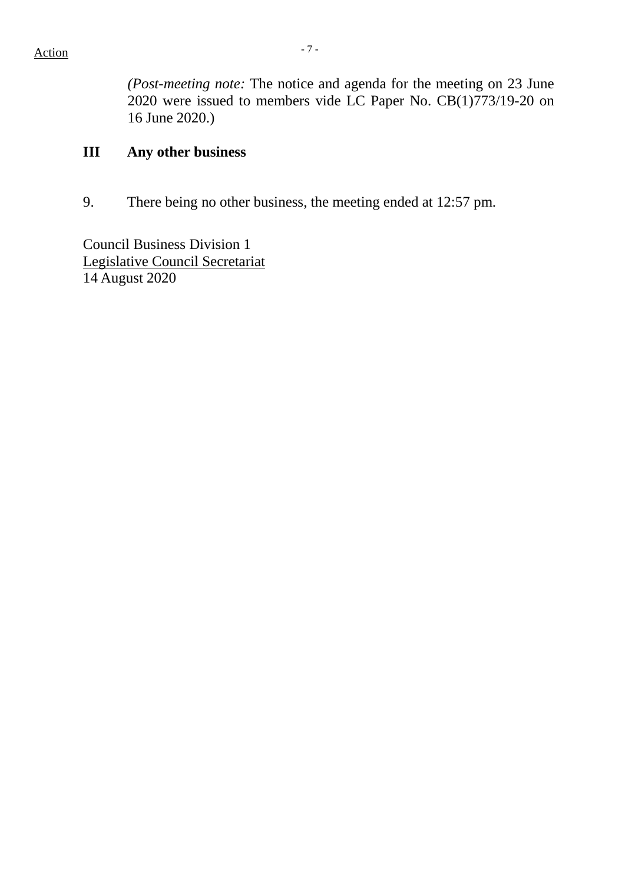Action

*(Post-meeting note:* The notice and agenda for the meeting on 23 June 2020 were issued to members vide LC Paper No. CB(1)773/19-20 on 16 June 2020.)

## III Any other business

9. There being no other business, the meeting ended at 12:57 pm.

Council Business Division 1
Legislative Council Secretariat
14 August 2020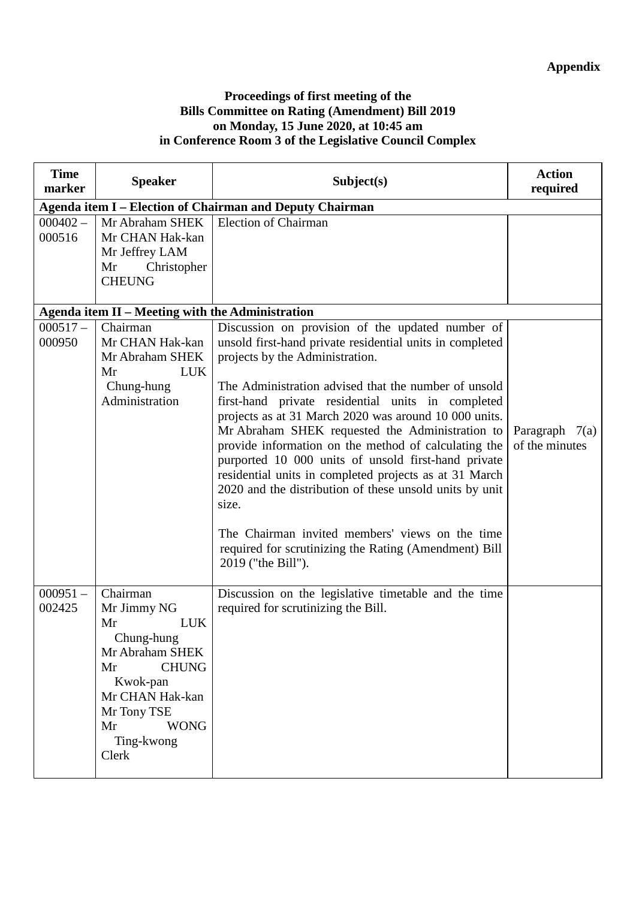**Appendix**

**Proceedings of first meeting of the Bills Committee on Rating (Amendment) Bill 2019 on Monday, 15 June 2020, at 10:45 am in Conference Room 3 of the Legislative Council Complex**

| Time marker | Speaker | Subject(s) | Action required |
|---|---|---|---|
| **Agenda item I – Election of Chairman and Deputy Chairman** | | | |
| 000402 – 000516 | Mr Abraham SHEK<br>Mr CHAN Hak-kan<br>Mr Jeffrey LAM<br>Mr Christopher CHEUNG | Election of Chairman | |
| **Agenda item II – Meeting with the Administration** | | | |
| 000517 – 000950 | Chairman<br>Mr CHAN Hak-kan<br>Mr Abraham SHEK<br>Mr LUK Chung-hung<br>Administration | Discussion on provision of the updated number of unsold first-hand private residential units in completed projects by the Administration.<br><br>The Administration advised that the number of unsold first-hand private residential units in completed projects as at 31 March 2020 was around 10 000 units. Mr Abraham SHEK requested the Administration to provide information on the method of calculating the purported 10 000 units of unsold first-hand private residential units in completed projects as at 31 March 2020 and the distribution of these unsold units by unit size.<br><br>The Chairman invited members' views on the time required for scrutinizing the Rating (Amendment) Bill 2019 ("the Bill"). | Paragraph 7(a) of the minutes |
| 000951 – 002425 | Chairman<br>Mr Jimmy NG<br>Mr LUK Chung-hung<br>Mr Abraham SHEK<br>Mr CHUNG Kwok-pan<br>Mr CHAN Hak-kan<br>Mr Tony TSE<br>Mr WONG Ting-kwong<br>Clerk | Discussion on the legislative timetable and the time required for scrutinizing the Bill. | |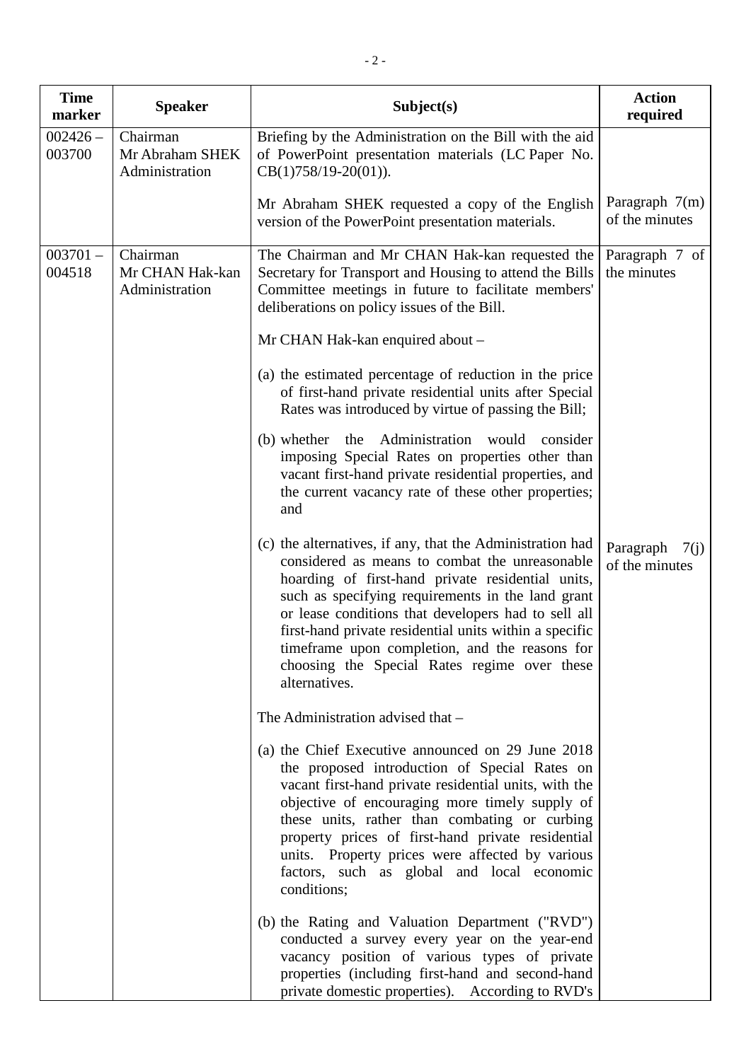| Time marker | Speaker | Subject(s) | Action required |
|---|---|---|---|
| 002426 – 003700 | Chairman<br>Mr Abraham SHEK<br>Administration | Briefing by the Administration on the Bill with the aid of PowerPoint presentation materials (LC Paper No. CB(1)758/19-20(01)).<br><br>Mr Abraham SHEK requested a copy of the English version of the PowerPoint presentation materials. | <br><br><br>Paragraph 7(m) of the minutes |
| 003701 – 004518 | Chairman<br>Mr CHAN Hak-kan<br>Administration | The Chairman and Mr CHAN Hak-kan requested the Secretary for Transport and Housing to attend the Bills Committee meetings in future to facilitate members' deliberations on policy issues of the Bill.<br><br>Mr CHAN Hak-kan enquired about –<br><br>(a) the estimated percentage of reduction in the price of first-hand private residential units after Special Rates was introduced by virtue of passing the Bill;<br><br>(b) whether the Administration would consider imposing Special Rates on properties other than vacant first-hand private residential properties, and the current vacancy rate of these other properties; and<br><br>(c) the alternatives, if any, that the Administration had considered as means to combat the unreasonable hoarding of first-hand private residential units, such as specifying requirements in the land grant or lease conditions that developers had to sell all first-hand private residential units within a specific timeframe upon completion, and the reasons for choosing the Special Rates regime over these alternatives.<br><br>The Administration advised that –<br><br>(a) the Chief Executive announced on 29 June 2018 the proposed introduction of Special Rates on vacant first-hand private residential units, with the objective of encouraging more timely supply of these units, rather than combating or curbing property prices of first-hand private residential units. Property prices were affected by various factors, such as global and local economic conditions;<br><br>(b) the Rating and Valuation Department ("RVD") conducted a survey every year on the year-end vacancy position of various types of private properties (including first-hand and second-hand private domestic properties). According to RVD's | Paragraph 7 of the minutes<br><br><br><br><br><br><br><br><br><br><br><br><br><br>Paragraph 7(j) of the minutes |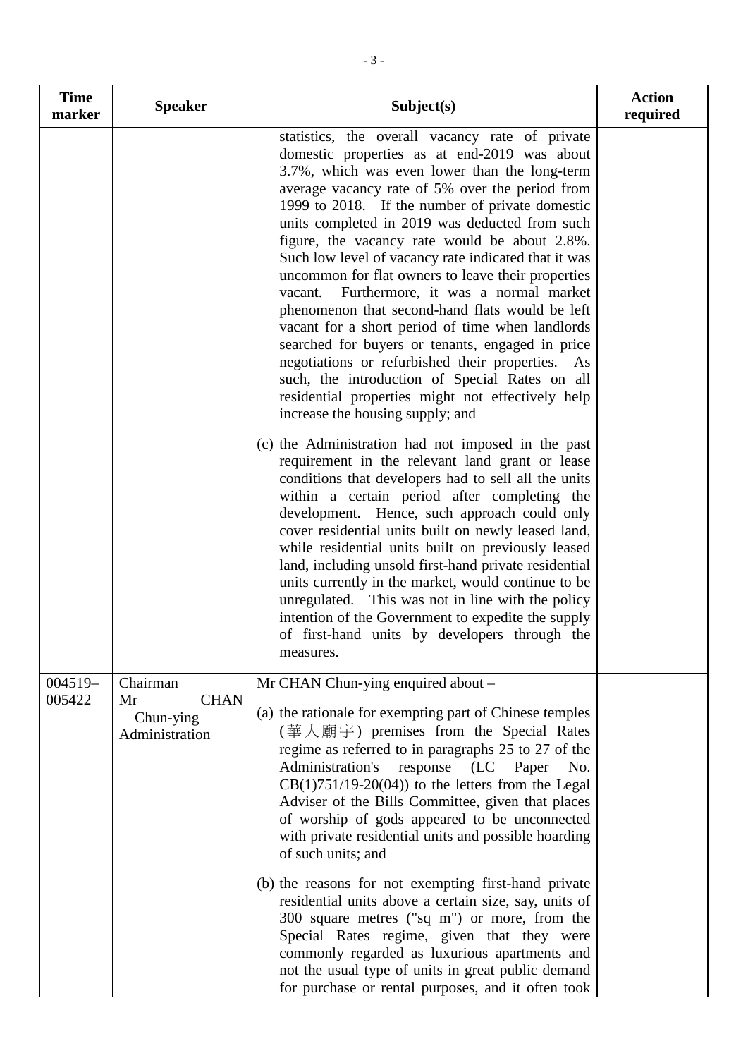| Time marker | Speaker | Subject(s) | Action required |
|---|---|---|---|
| | | statistics, the overall vacancy rate of private domestic properties as at end-2019 was about 3.7%, which was even lower than the long-term average vacancy rate of 5% over the period from 1999 to 2018. If the number of private domestic units completed in 2019 was deducted from such figure, the vacancy rate would be about 2.8%. Such low level of vacancy rate indicated that it was uncommon for flat owners to leave their properties vacant. Furthermore, it was a normal market phenomenon that second-hand flats would be left vacant for a short period of time when landlords searched for buyers or tenants, engaged in price negotiations or refurbished their properties. As such, the introduction of Special Rates on all residential properties might not effectively help increase the housing supply; and<br><br>(c) the Administration had not imposed in the past requirement in the relevant land grant or lease conditions that developers had to sell all the units within a certain period after completing the development. Hence, such approach could only cover residential units built on newly leased land, while residential units built on previously leased land, including unsold first-hand private residential units currently in the market, would continue to be unregulated. This was not in line with the policy intention of the Government to expedite the supply of first-hand units by developers through the measures. | |
| 004519–005422 | Chairman<br>Mr CHAN Chun-ying<br>Administration | Mr CHAN Chun-ying enquired about –<br><br>(a) the rationale for exempting part of Chinese temples (華人廟宇) premises from the Special Rates regime as referred to in paragraphs 25 to 27 of the Administration's response (LC Paper No. CB(1)751/19-20(04)) to the letters from the Legal Adviser of the Bills Committee, given that places of worship of gods appeared to be unconnected with private residential units and possible hoarding of such units; and<br><br>(b) the reasons for not exempting first-hand private residential units above a certain size, say, units of 300 square metres ("sq m") or more, from the Special Rates regime, given that they were commonly regarded as luxurious apartments and not the usual type of units in great public demand for purchase or rental purposes, and it often took | |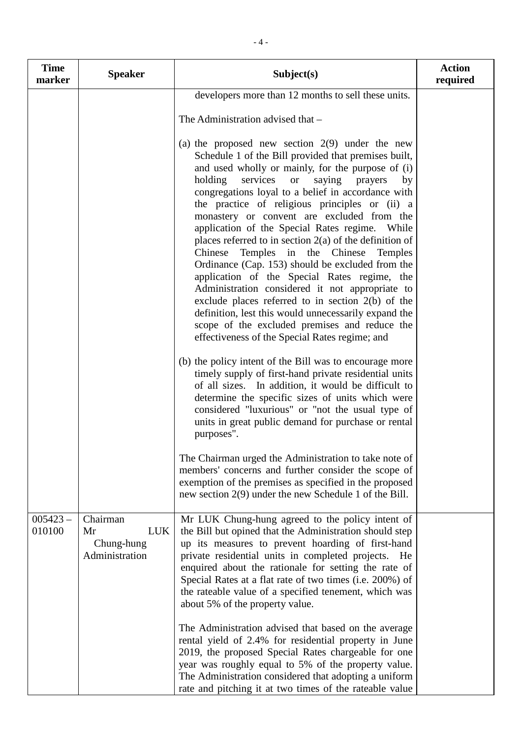| Time marker | Speaker | Subject(s) | Action required |
|---|---|---|---|
| | | developers more than 12 months to sell these units.<br><br>The Administration advised that –<br><br>(a) the proposed new section 2(9) under the new Schedule 1 of the Bill provided that premises built, and used wholly or mainly, for the purpose of (i) holding services or saying prayers by congregations loyal to a belief in accordance with the practice of religious principles or (ii) a monastery or convent are excluded from the application of the Special Rates regime. While places referred to in section 2(a) of the definition of Chinese Temples in the Chinese Temples Ordinance (Cap. 153) should be excluded from the application of the Special Rates regime, the Administration considered it not appropriate to exclude places referred to in section 2(b) of the definition, lest this would unnecessarily expand the scope of the excluded premises and reduce the effectiveness of the Special Rates regime; and<br><br>(b) the policy intent of the Bill was to encourage more timely supply of first-hand private residential units of all sizes. In addition, it would be difficult to determine the specific sizes of units which were considered "luxurious" or "not the usual type of units in great public demand for purchase or rental purposes".<br><br>The Chairman urged the Administration to take note of members' concerns and further consider the scope of exemption of the premises as specified in the proposed new section 2(9) under the new Schedule 1 of the Bill. | |
| 005423 – 010100 | Chairman<br>Mr LUK Chung-hung<br>Administration | Mr LUK Chung-hung agreed to the policy intent of the Bill but opined that the Administration should step up its measures to prevent hoarding of first-hand private residential units in completed projects. He enquired about the rationale for setting the rate of Special Rates at a flat rate of two times (i.e. 200%) of the rateable value of a specified tenement, which was about 5% of the property value.<br><br>The Administration advised that based on the average rental yield of 2.4% for residential property in June 2019, the proposed Special Rates chargeable for one year was roughly equal to 5% of the property value. The Administration considered that adopting a uniform rate and pitching it at two times of the rateable value | |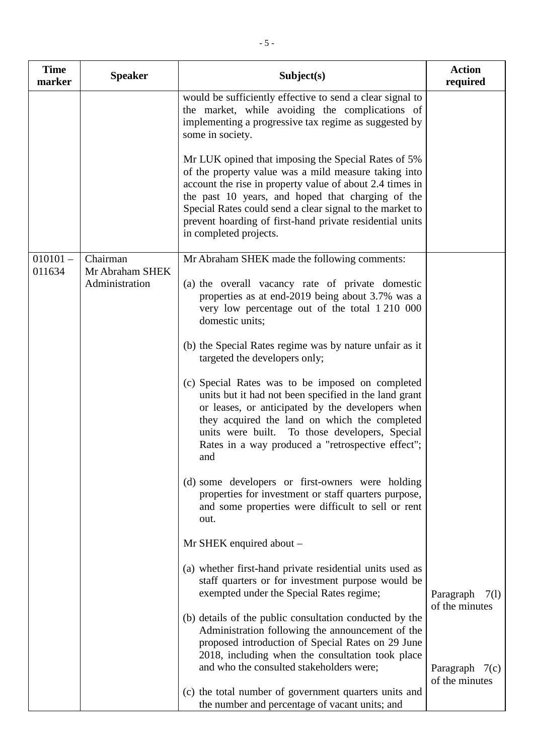| Time marker | Speaker | Subject(s) | Action required |
|---|---|---|---|
| | | would be sufficiently effective to send a clear signal to the market, while avoiding the complications of implementing a progressive tax regime as suggested by some in society.<br><br>Mr LUK opined that imposing the Special Rates of 5% of the property value was a mild measure taking into account the rise in property value of about 2.4 times in the past 10 years, and hoped that charging of the Special Rates could send a clear signal to the market to prevent hoarding of first-hand private residential units in completed projects. | |
| 010101 – 011634 | Chairman<br>Mr Abraham SHEK<br>Administration | Mr Abraham SHEK made the following comments:<br><br>(a) the overall vacancy rate of private domestic properties as at end-2019 being about 3.7% was a very low percentage out of the total 1 210 000 domestic units;<br><br>(b) the Special Rates regime was by nature unfair as it targeted the developers only;<br><br>(c) Special Rates was to be imposed on completed units but it had not been specified in the land grant or leases, or anticipated by the developers when they acquired the land on which the completed units were built. To those developers, Special Rates in a way produced a "retrospective effect"; and<br><br>(d) some developers or first-owners were holding properties for investment or staff quarters purpose, and some properties were difficult to sell or rent out.<br><br>Mr SHEK enquired about –<br><br>(a) whether first-hand private residential units used as staff quarters or for investment purpose would be exempted under the Special Rates regime;<br><br>(b) details of the public consultation conducted by the Administration following the announcement of the proposed introduction of Special Rates on 29 June 2018, including when the consultation took place and who the consulted stakeholders were;<br><br>(c) the total number of government quarters units and the number and percentage of vacant units; and | Paragraph 7(l) of the minutes<br><br>Paragraph 7(c) of the minutes |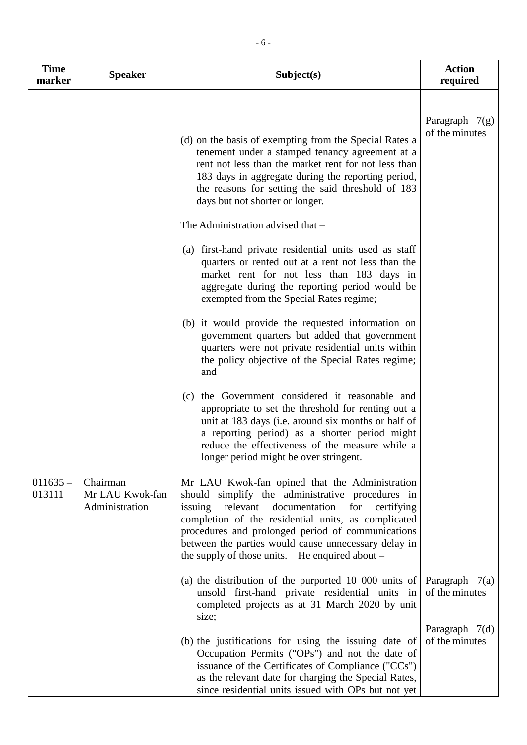| Time marker | Speaker | Subject(s) | Action required |
|---|---|---|---|
| | | (d) on the basis of exempting from the Special Rates a tenement under a stamped tenancy agreement at a rent not less than the market rent for not less than 183 days in aggregate during the reporting period, the reasons for setting the said threshold of 183 days but not shorter or longer.<br><br>The Administration advised that –<br><br>(a) first-hand private residential units used as staff quarters or rented out at a rent not less than the market rent for not less than 183 days in aggregate during the reporting period would be exempted from the Special Rates regime;<br><br>(b) it would provide the requested information on government quarters but added that government quarters were not private residential units within the policy objective of the Special Rates regime; and<br><br>(c) the Government considered it reasonable and appropriate to set the threshold for renting out a unit at 183 days (i.e. around six months or half of a reporting period) as a shorter period might reduce the effectiveness of the measure while a longer period might be over stringent. | Paragraph 7(g) of the minutes |
| 011635 – 013111 | Chairman<br>Mr LAU Kwok-fan<br>Administration | Mr LAU Kwok-fan opined that the Administration should simplify the administrative procedures in issuing relevant documentation for certifying completion of the residential units, as complicated procedures and prolonged period of communications between the parties would cause unnecessary delay in the supply of those units. He enquired about –<br><br>(a) the distribution of the purported 10 000 units of unsold first-hand private residential units in completed projects as at 31 March 2020 by unit size;<br><br>(b) the justifications for using the issuing date of Occupation Permits ("OPs") and not the date of issuance of the Certificates of Compliance ("CCs") as the relevant date for charging the Special Rates, since residential units issued with OPs but not yet | Paragraph 7(a) of the minutes<br><br>Paragraph 7(d) of the minutes |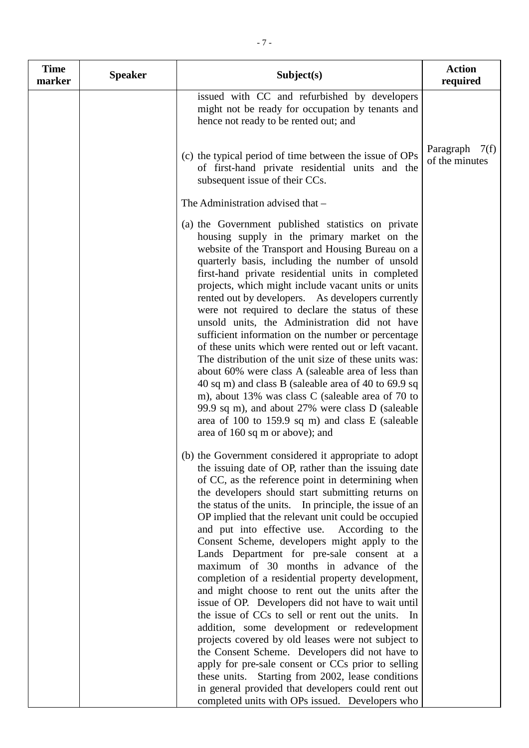| Time marker | Speaker | Subject(s) | Action required |
|---|---|---|---|
| | | issued with CC and refurbished by developers might not be ready for occupation by tenants and hence not ready to be rented out; and | |
| | | (c) the typical period of time between the issue of OPs of first-hand private residential units and the subsequent issue of their CCs. | Paragraph 7(f) of the minutes |
| | | The Administration advised that – | |
| | | (a) the Government published statistics on private housing supply in the primary market on the website of the Transport and Housing Bureau on a quarterly basis, including the number of unsold first-hand private residential units in completed projects, which might include vacant units or units rented out by developers. As developers currently were not required to declare the status of these unsold units, the Administration did not have sufficient information on the number or percentage of these units which were rented out or left vacant. The distribution of the unit size of these units was: about 60% were class A (saleable area of less than 40 sq m) and class B (saleable area of 40 to 69.9 sq m), about 13% was class C (saleable area of 70 to 99.9 sq m), and about 27% were class D (saleable area of 100 to 159.9 sq m) and class E (saleable area of 160 sq m or above); and | |
| | | (b) the Government considered it appropriate to adopt the issuing date of OP, rather than the issuing date of CC, as the reference point in determining when the developers should start submitting returns on the status of the units. In principle, the issue of an OP implied that the relevant unit could be occupied and put into effective use. According to the Consent Scheme, developers might apply to the Lands Department for pre-sale consent at a maximum of 30 months in advance of the completion of a residential property development, and might choose to rent out the units after the issue of OP. Developers did not have to wait until the issue of CCs to sell or rent out the units. In addition, some development or redevelopment projects covered by old leases were not subject to the Consent Scheme. Developers did not have to apply for pre-sale consent or CCs prior to selling these units. Starting from 2002, lease conditions in general provided that developers could rent out completed units with OPs issued. Developers who | |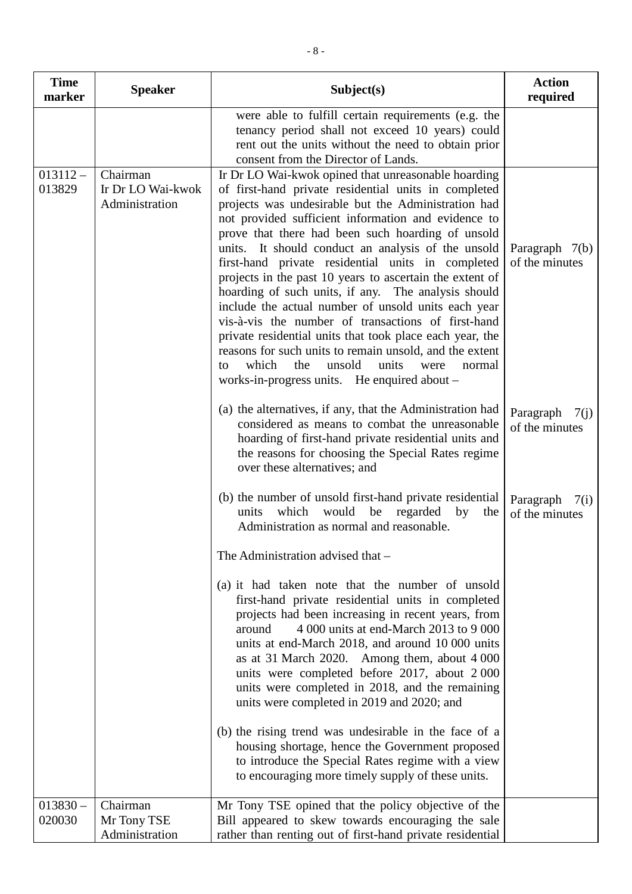| Time marker | Speaker | Subject(s) | Action required |
|---|---|---|---|
| | | were able to fulfill certain requirements (e.g. the tenancy period shall not exceed 10 years) could rent out the units without the need to obtain prior consent from the Director of Lands. | |
| 013112 – 013829 | Chairman<br>Ir Dr LO Wai-kwok<br>Administration | Ir Dr LO Wai-kwok opined that unreasonable hoarding of first-hand private residential units in completed projects was undesirable but the Administration had not provided sufficient information and evidence to prove that there had been such hoarding of unsold units. It should conduct an analysis of the unsold first-hand private residential units in completed projects in the past 10 years to ascertain the extent of hoarding of such units, if any. The analysis should include the actual number of unsold units each year vis-à-vis the number of transactions of first-hand private residential units that took place each year, the reasons for such units to remain unsold, and the extent to which the unsold units were normal works-in-progress units. He enquired about –<br><br>(a) the alternatives, if any, that the Administration had considered as means to combat the unreasonable hoarding of first-hand private residential units and the reasons for choosing the Special Rates regime over these alternatives; and<br><br>(b) the number of unsold first-hand private residential units which would be regarded by the Administration as normal and reasonable.<br><br>The Administration advised that –<br><br>(a) it had taken note that the number of unsold first-hand private residential units in completed projects had been increasing in recent years, from around 4 000 units at end-March 2013 to 9 000 units at end-March 2018, and around 10 000 units as at 31 March 2020. Among them, about 4 000 units were completed before 2017, about 2 000 units were completed in 2018, and the remaining units were completed in 2019 and 2020; and<br><br>(b) the rising trend was undesirable in the face of a housing shortage, hence the Government proposed to introduce the Special Rates regime with a view to encouraging more timely supply of these units. | Paragraph 7(b) of the minutes<br><br>Paragraph 7(j) of the minutes<br><br>Paragraph 7(i) of the minutes |
| 013830 – 020030 | Chairman<br>Mr Tony TSE<br>Administration | Mr Tony TSE opined that the policy objective of the Bill appeared to skew towards encouraging the sale rather than renting out of first-hand private residential | |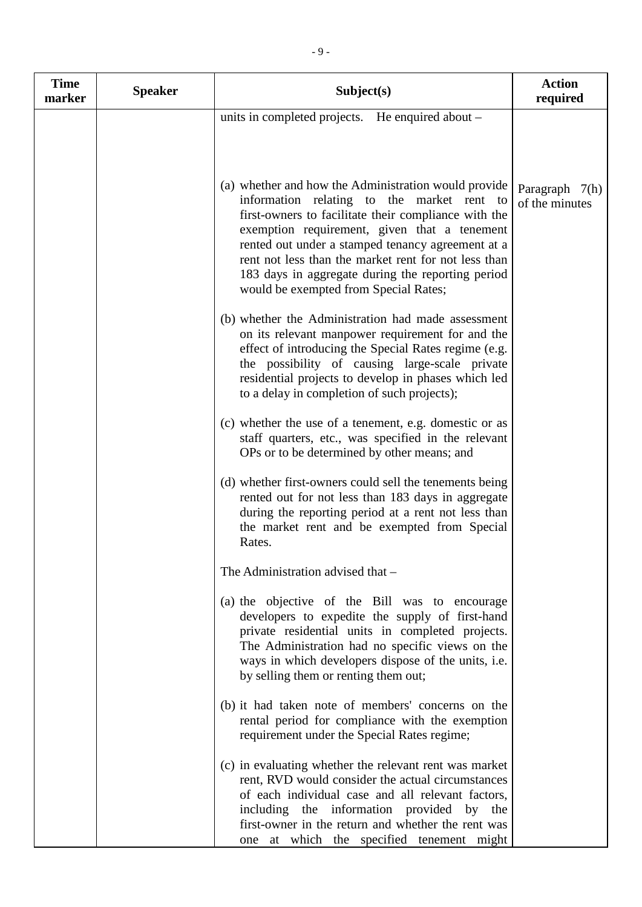| Time marker | Speaker | Subject(s) | Action required |
|---|---|---|---|
| | | units in completed projects. He enquired about –<br><br>(a) whether and how the Administration would provide information relating to the market rent to first-owners to facilitate their compliance with the exemption requirement, given that a tenement rented out under a stamped tenancy agreement at a rent not less than the market rent for not less than 183 days in aggregate during the reporting period would be exempted from Special Rates;<br><br>(b) whether the Administration had made assessment on its relevant manpower requirement for and the effect of introducing the Special Rates regime (e.g. the possibility of causing large-scale private residential projects to develop in phases which led to a delay in completion of such projects);<br><br>(c) whether the use of a tenement, e.g. domestic or as staff quarters, etc., was specified in the relevant OPs or to be determined by other means; and<br><br>(d) whether first-owners could sell the tenements being rented out for not less than 183 days in aggregate during the reporting period at a rent not less than the market rent and be exempted from Special Rates.<br><br>The Administration advised that –<br><br>(a) the objective of the Bill was to encourage developers to expedite the supply of first-hand private residential units in completed projects. The Administration had no specific views on the ways in which developers dispose of the units, i.e. by selling them or renting them out;<br><br>(b) it had taken note of members' concerns on the rental period for compliance with the exemption requirement under the Special Rates regime;<br><br>(c) in evaluating whether the relevant rent was market rent, RVD would consider the actual circumstances of each individual case and all relevant factors, including the information provided by the first-owner in the return and whether the rent was one at which the specified tenement might | Paragraph 7(h) of the minutes |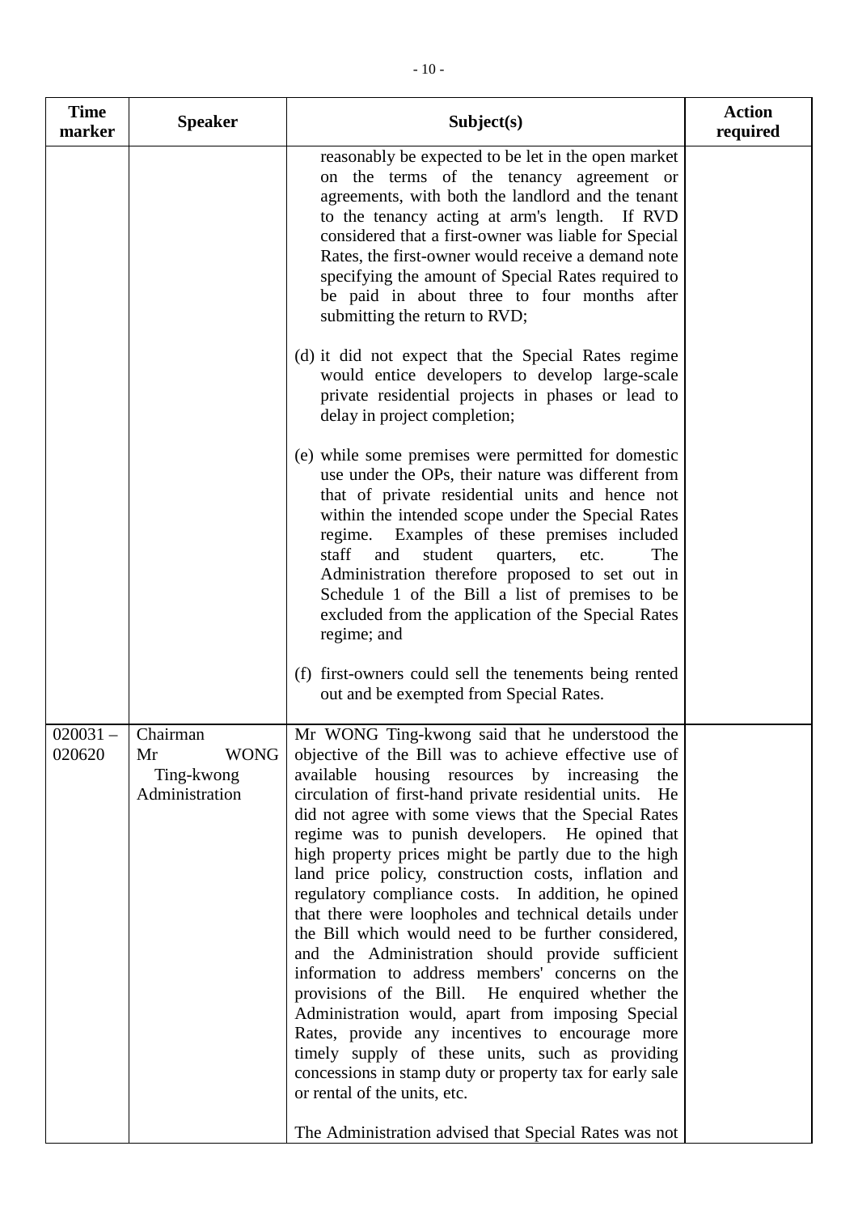| Time marker | Speaker | Subject(s) | Action required |
|---|---|---|---|
| | | reasonably be expected to be let in the open market on the terms of the tenancy agreement or agreements, with both the landlord and the tenant to the tenancy acting at arm's length. If RVD considered that a first-owner was liable for Special Rates, the first-owner would receive a demand note specifying the amount of Special Rates required to be paid in about three to four months after submitting the return to RVD;<br><br>(d) it did not expect that the Special Rates regime would entice developers to develop large-scale private residential projects in phases or lead to delay in project completion;<br><br>(e) while some premises were permitted for domestic use under the OPs, their nature was different from that of private residential units and hence not within the intended scope under the Special Rates regime. Examples of these premises included staff and student quarters, etc. The Administration therefore proposed to set out in Schedule 1 of the Bill a list of premises to be excluded from the application of the Special Rates regime; and<br><br>(f) first-owners could sell the tenements being rented out and be exempted from Special Rates. | |
| 020031 – 020620 | Chairman<br>Mr WONG Ting-kwong<br>Administration | Mr WONG Ting-kwong said that he understood the objective of the Bill was to achieve effective use of available housing resources by increasing the circulation of first-hand private residential units. He did not agree with some views that the Special Rates regime was to punish developers. He opined that high property prices might be partly due to the high land price policy, construction costs, inflation and regulatory compliance costs. In addition, he opined that there were loopholes and technical details under the Bill which would need to be further considered, and the Administration should provide sufficient information to address members' concerns on the provisions of the Bill. He enquired whether the Administration would, apart from imposing Special Rates, provide any incentives to encourage more timely supply of these units, such as providing concessions in stamp duty or property tax for early sale or rental of the units, etc.<br><br>The Administration advised that Special Rates was not | |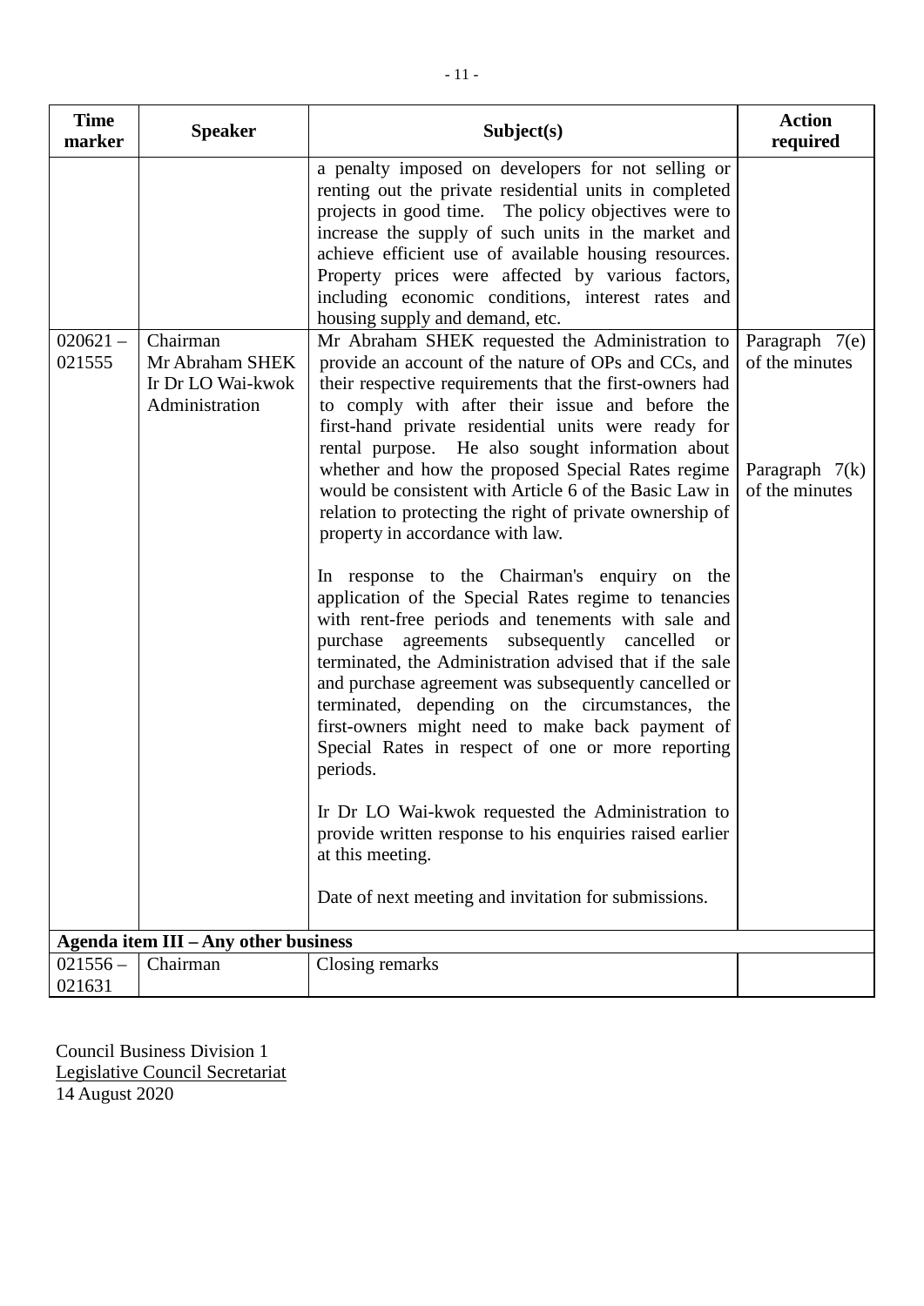| Time marker | Speaker | Subject(s) | Action required |
|---|---|---|---|
| | | a penalty imposed on developers for not selling or renting out the private residential units in completed projects in good time. The policy objectives were to increase the supply of such units in the market and achieve efficient use of available housing resources. Property prices were affected by various factors, including economic conditions, interest rates and housing supply and demand, etc. | |
| 020621 – 021555 | Chairman<br>Mr Abraham SHEK<br>Ir Dr LO Wai-kwok<br>Administration | Mr Abraham SHEK requested the Administration to provide an account of the nature of OPs and CCs, and their respective requirements that the first-owners had to comply with after their issue and before the first-hand private residential units were ready for rental purpose. He also sought information about whether and how the proposed Special Rates regime would be consistent with Article 6 of the Basic Law in relation to protecting the right of private ownership of property in accordance with law.<br><br>In response to the Chairman's enquiry on the application of the Special Rates regime to tenancies with rent-free periods and tenements with sale and purchase agreements subsequently cancelled or terminated, the Administration advised that if the sale and purchase agreement was subsequently cancelled or terminated, depending on the circumstances, the first-owners might need to make back payment of Special Rates in respect of one or more reporting periods.<br><br>Ir Dr LO Wai-kwok requested the Administration to provide written response to his enquiries raised earlier at this meeting.<br><br>Date of next meeting and invitation for submissions. | Paragraph 7(e) of the minutes<br><br>Paragraph 7(k) of the minutes |
| **Agenda item III – Any other business** | | | |
| 021556 – 021631 | Chairman | Closing remarks | |

Council Business Division 1
Legislative Council Secretariat
14 August 2020